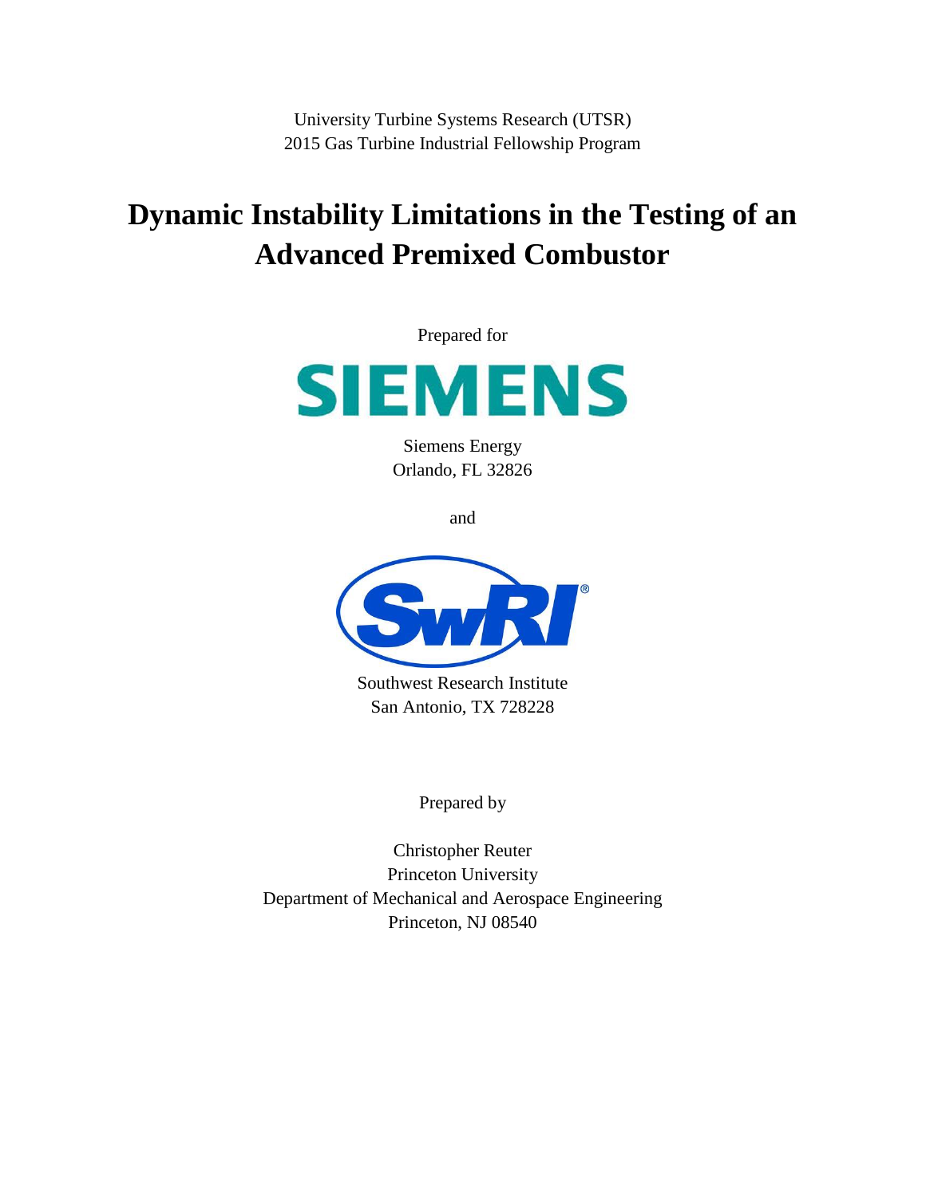University Turbine Systems Research (UTSR)
2015 Gas Turbine Industrial Fellowship Program

# Dynamic Instability Limitations in the Testing of an Advanced Premixed Combustor

Prepared for

SIEMENS

Siemens Energy
Orlando, FL 32826

and

SwRI

Southwest Research Institute
San Antonio, TX 728228

Prepared by

Christopher Reuter
Princeton University
Department of Mechanical and Aerospace Engineering
Princeton, NJ 08540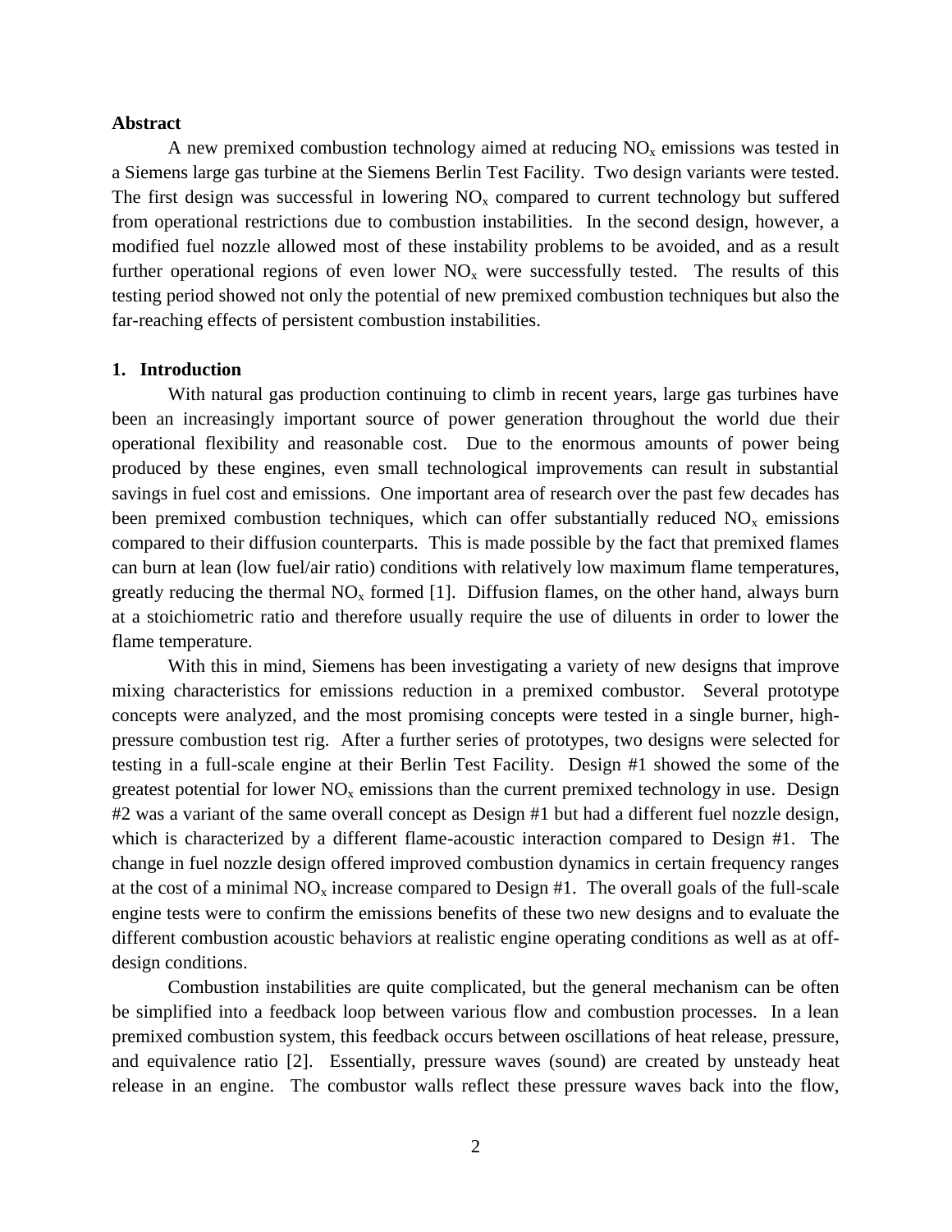**Abstract**

A new premixed combustion technology aimed at reducing $NO_x$ emissions was tested in a Siemens large gas turbine at the Siemens Berlin Test Facility. Two design variants were tested. The first design was successful in lowering $NO_x$ compared to current technology but suffered from operational restrictions due to combustion instabilities. In the second design, however, a modified fuel nozzle allowed most of these instability problems to be avoided, and as a result further operational regions of even lower $NO_x$ were successfully tested. The results of this testing period showed not only the potential of new premixed combustion techniques but also the far-reaching effects of persistent combustion instabilities.

## 1. Introduction

With natural gas production continuing to climb in recent years, large gas turbines have been an increasingly important source of power generation throughout the world due their operational flexibility and reasonable cost. Due to the enormous amounts of power being produced by these engines, even small technological improvements can result in substantial savings in fuel cost and emissions. One important area of research over the past few decades has been premixed combustion techniques, which can offer substantially reduced $NO_x$ emissions compared to their diffusion counterparts. This is made possible by the fact that premixed flames can burn at lean (low fuel/air ratio) conditions with relatively low maximum flame temperatures, greatly reducing the thermal $NO_x$ formed [1]. Diffusion flames, on the other hand, always burn at a stoichiometric ratio and therefore usually require the use of diluents in order to lower the flame temperature.

With this in mind, Siemens has been investigating a variety of new designs that improve mixing characteristics for emissions reduction in a premixed combustor. Several prototype concepts were analyzed, and the most promising concepts were tested in a single burner, high-pressure combustion test rig. After a further series of prototypes, two designs were selected for testing in a full-scale engine at their Berlin Test Facility. Design #1 showed the some of the greatest potential for lower $NO_x$ emissions than the current premixed technology in use. Design #2 was a variant of the same overall concept as Design #1 but had a different fuel nozzle design, which is characterized by a different flame-acoustic interaction compared to Design #1. The change in fuel nozzle design offered improved combustion dynamics in certain frequency ranges at the cost of a minimal $NO_x$ increase compared to Design #1. The overall goals of the full-scale engine tests were to confirm the emissions benefits of these two new designs and to evaluate the different combustion acoustic behaviors at realistic engine operating conditions as well as at off-design conditions.

Combustion instabilities are quite complicated, but the general mechanism can be often be simplified into a feedback loop between various flow and combustion processes. In a lean premixed combustion system, this feedback occurs between oscillations of heat release, pressure, and equivalence ratio [2]. Essentially, pressure waves (sound) are created by unsteady heat release in an engine. The combustor walls reflect these pressure waves back into the flow,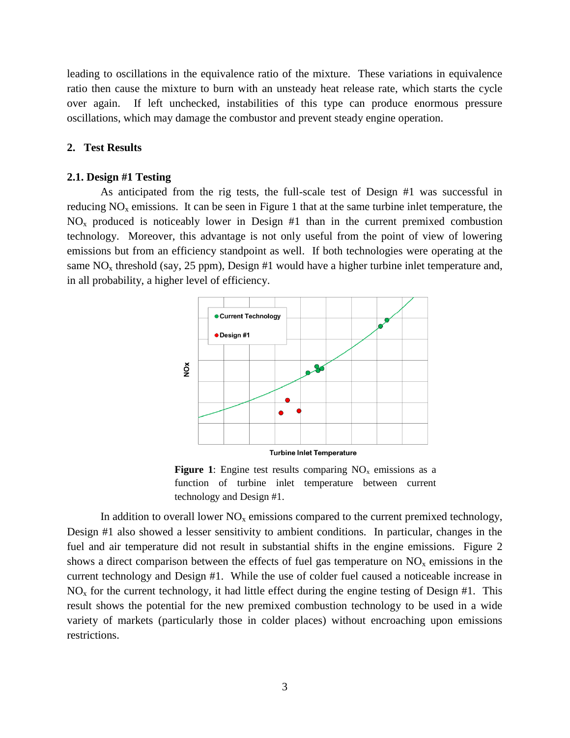leading to oscillations in the equivalence ratio of the mixture. These variations in equivalence ratio then cause the mixture to burn with an unsteady heat release rate, which starts the cycle over again. If left unchecked, instabilities of this type can produce enormous pressure oscillations, which may damage the combustor and prevent steady engine operation.

## 2. Test Results

### 2.1. Design #1 Testing

As anticipated from the rig tests, the full-scale test of Design #1 was successful in reducing $NO_x$ emissions. It can be seen in Figure 1 that at the same turbine inlet temperature, the $NO_x$ produced is noticeably lower in Design #1 than in the current premixed combustion technology. Moreover, this advantage is not only useful from the point of view of lowering emissions but from an efficiency standpoint as well. If both technologies were operating at the same $NO_x$ threshold (say, 25 ppm), Design #1 would have a higher turbine inlet temperature and, in all probability, a higher level of efficiency.

**Figure 1**: Engine test results comparing $NO_x$ emissions as a function of turbine inlet temperature between current technology and Design #1.

In addition to overall lower $NO_x$ emissions compared to the current premixed technology, Design #1 also showed a lesser sensitivity to ambient conditions. In particular, changes in the fuel and air temperature did not result in substantial shifts in the engine emissions. Figure 2 shows a direct comparison between the effects of fuel gas temperature on $NO_x$ emissions in the current technology and Design #1. While the use of colder fuel caused a noticeable increase in $NO_x$ for the current technology, it had little effect during the engine testing of Design #1. This result shows the potential for the new premixed combustion technology to be used in a wide variety of markets (particularly those in colder places) without encroaching upon emissions restrictions.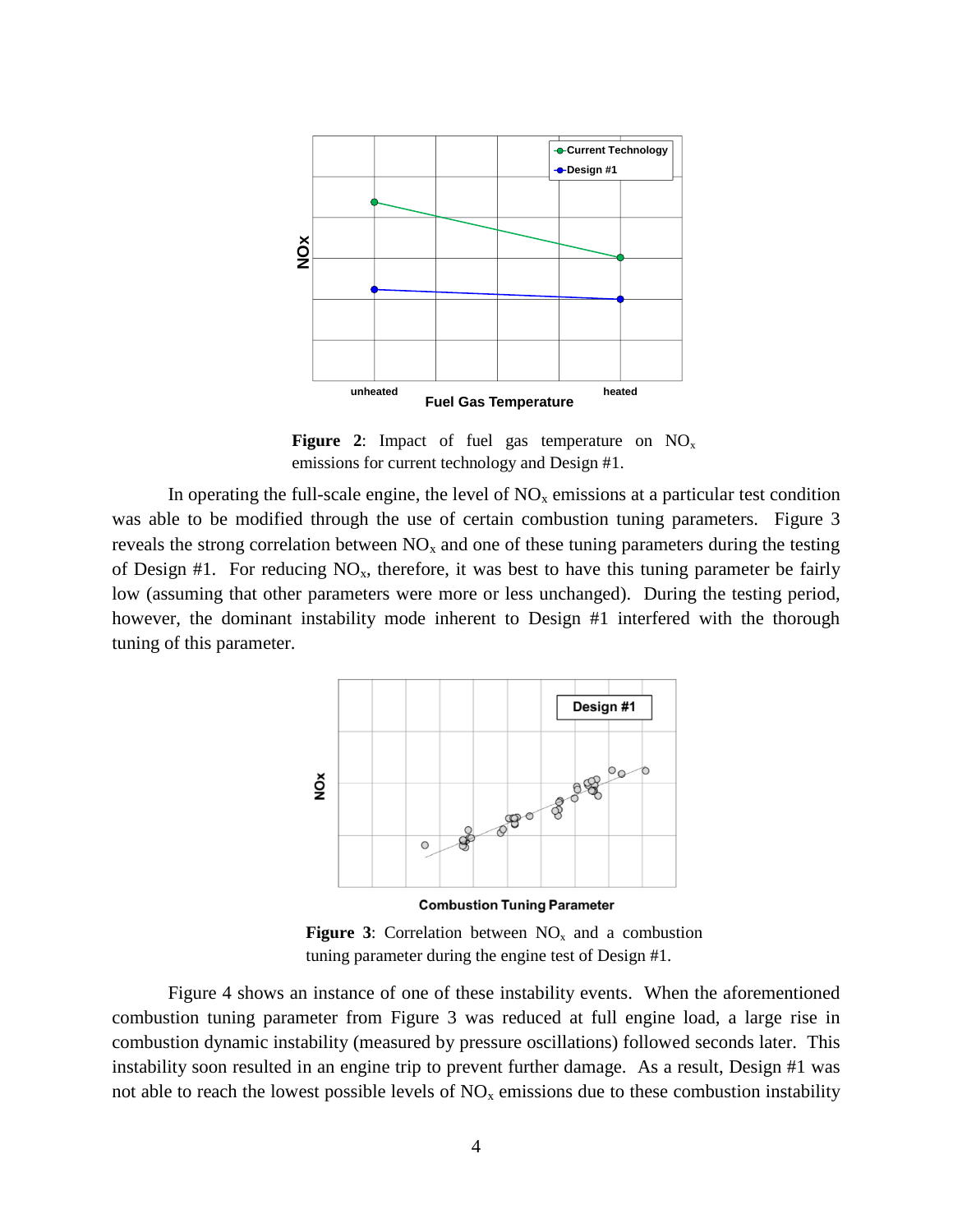**Figure 2**: Impact of fuel gas temperature on $NO_x$ emissions for current technology and Design #1.

In operating the full-scale engine, the level of $NO_x$ emissions at a particular test condition was able to be modified through the use of certain combustion tuning parameters. Figure 3 reveals the strong correlation between $NO_x$ and one of these tuning parameters during the testing of Design #1. For reducing $NO_x$, therefore, it was best to have this tuning parameter be fairly low (assuming that other parameters were more or less unchanged). During the testing period, however, the dominant instability mode inherent to Design #1 interfered with the thorough tuning of this parameter.

**Figure 3**: Correlation between $NO_x$ and a combustion tuning parameter during the engine test of Design #1.

Figure 4 shows an instance of one of these instability events. When the aforementioned combustion tuning parameter from Figure 3 was reduced at full engine load, a large rise in combustion dynamic instability (measured by pressure oscillations) followed seconds later. This instability soon resulted in an engine trip to prevent further damage. As a result, Design #1 was not able to reach the lowest possible levels of $NO_x$ emissions due to these combustion instability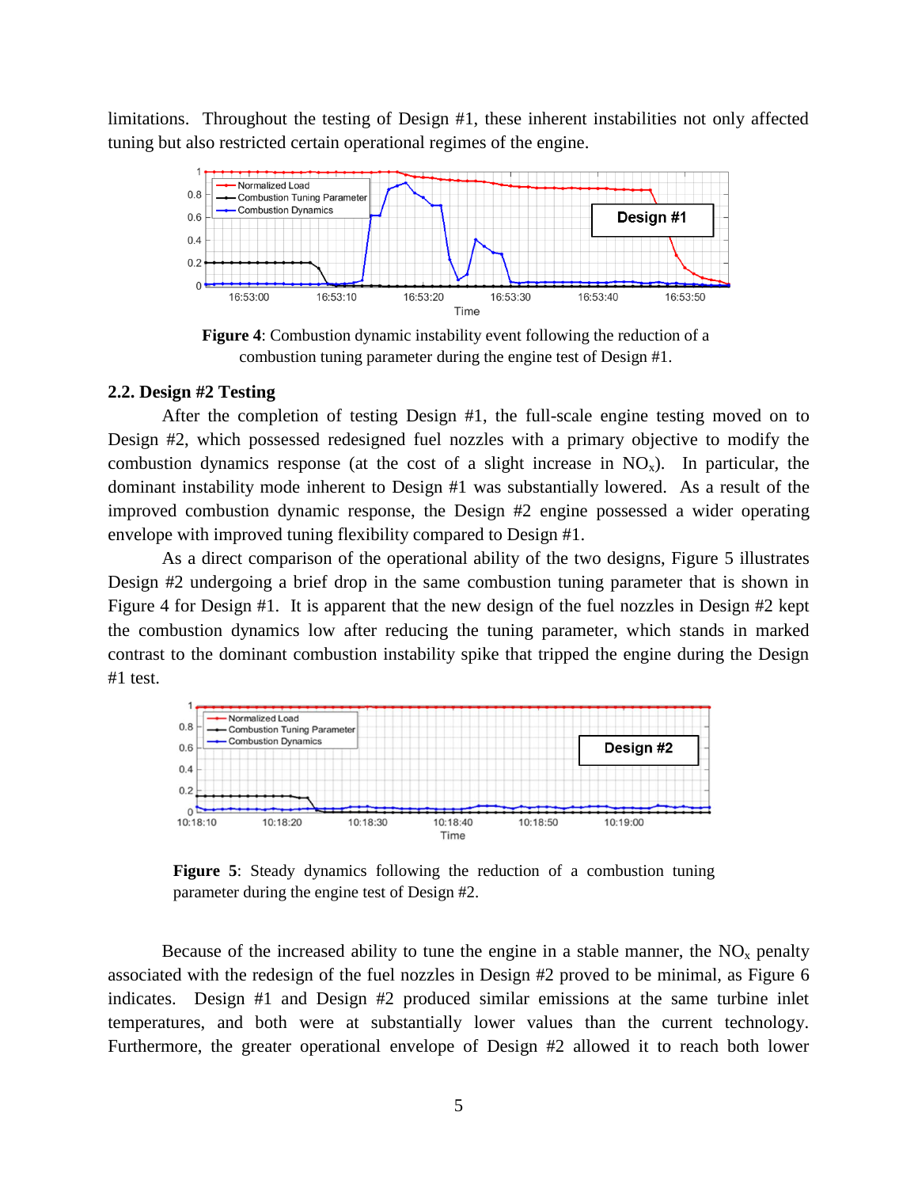limitations. Throughout the testing of Design #1, these inherent instabilities not only affected tuning but also restricted certain operational regimes of the engine.

**Figure 4**: Combustion dynamic instability event following the reduction of a combustion tuning parameter during the engine test of Design #1.

### 2.2. Design #2 Testing

After the completion of testing Design #1, the full-scale engine testing moved on to Design #2, which possessed redesigned fuel nozzles with a primary objective to modify the combustion dynamics response (at the cost of a slight increase in $NO_x$). In particular, the dominant instability mode inherent to Design #1 was substantially lowered. As a result of the improved combustion dynamic response, the Design #2 engine possessed a wider operating envelope with improved tuning flexibility compared to Design #1.

As a direct comparison of the operational ability of the two designs, Figure 5 illustrates Design #2 undergoing a brief drop in the same combustion tuning parameter that is shown in Figure 4 for Design #1. It is apparent that the new design of the fuel nozzles in Design #2 kept the combustion dynamics low after reducing the tuning parameter, which stands in marked contrast to the dominant combustion instability spike that tripped the engine during the Design #1 test.

**Figure 5**: Steady dynamics following the reduction of a combustion tuning parameter during the engine test of Design #2.

Because of the increased ability to tune the engine in a stable manner, the $NO_x$ penalty associated with the redesign of the fuel nozzles in Design #2 proved to be minimal, as Figure 6 indicates. Design #1 and Design #2 produced similar emissions at the same turbine inlet temperatures, and both were at substantially lower values than the current technology. Furthermore, the greater operational envelope of Design #2 allowed it to reach both lower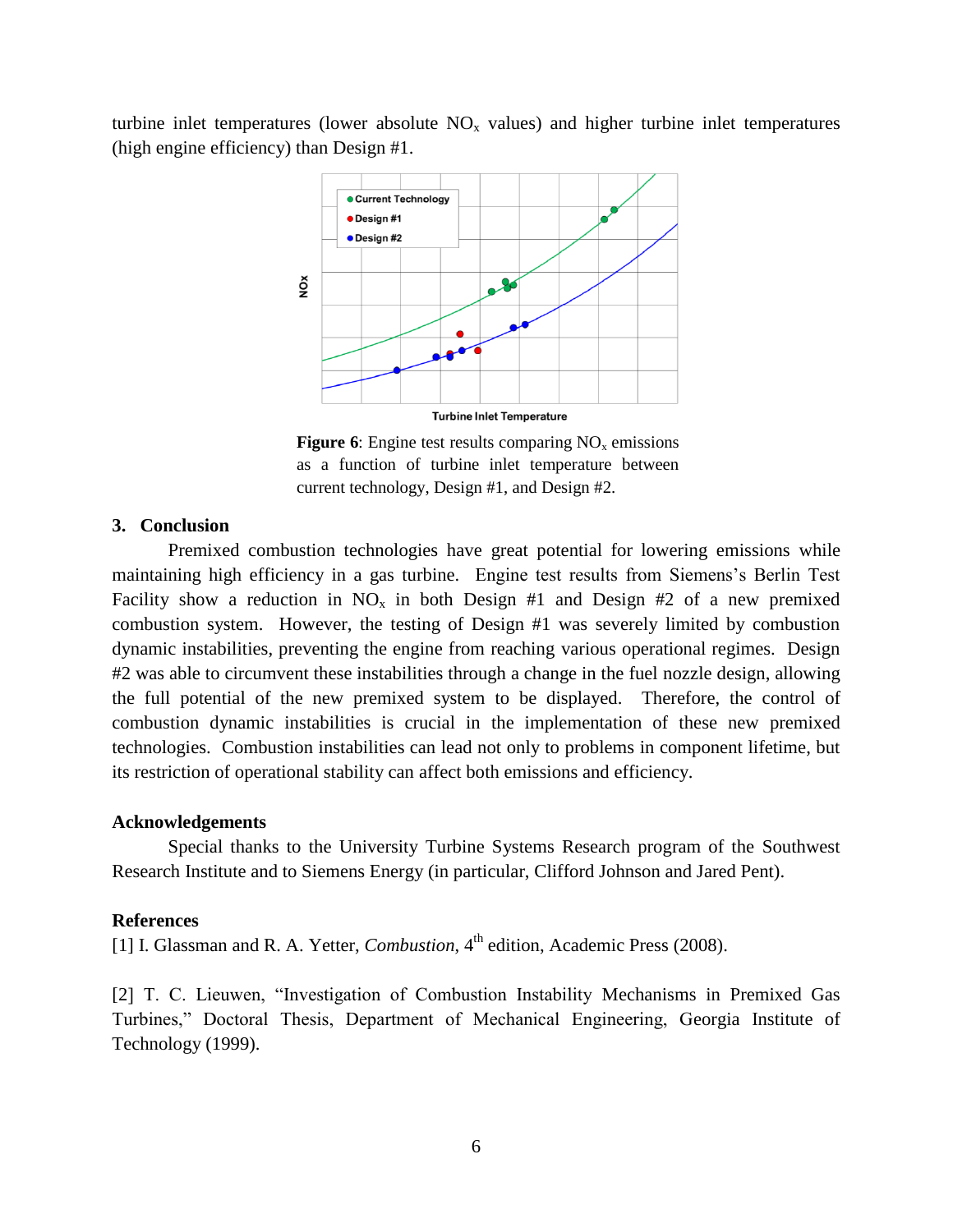turbine inlet temperatures (lower absolute $NO_x$ values) and higher turbine inlet temperatures (high engine efficiency) than Design #1.

Current Technology
Design #1
Design #2
NOx
Turbine Inlet Temperature

**Figure 6**: Engine test results comparing $NO_x$ emissions as a function of turbine inlet temperature between current technology, Design #1, and Design #2.

## 3. Conclusion

Premixed combustion technologies have great potential for lowering emissions while maintaining high efficiency in a gas turbine. Engine test results from Siemens's Berlin Test Facility show a reduction in $NO_x$ in both Design #1 and Design #2 of a new premixed combustion system. However, the testing of Design #1 was severely limited by combustion dynamic instabilities, preventing the engine from reaching various operational regimes. Design #2 was able to circumvent these instabilities through a change in the fuel nozzle design, allowing the full potential of the new premixed system to be displayed. Therefore, the control of combustion dynamic instabilities is crucial in the implementation of these new premixed technologies. Combustion instabilities can lead not only to problems in component lifetime, but its restriction of operational stability can affect both emissions and efficiency.

### Acknowledgements

Special thanks to the University Turbine Systems Research program of the Southwest Research Institute and to Siemens Energy (in particular, Clifford Johnson and Jared Pent).

### References

[1] I. Glassman and R. A. Yetter, *Combustion*, 4th edition, Academic Press (2008).

[2] T. C. Lieuwen, "Investigation of Combustion Instability Mechanisms in Premixed Gas Turbines," Doctoral Thesis, Department of Mechanical Engineering, Georgia Institute of Technology (1999).